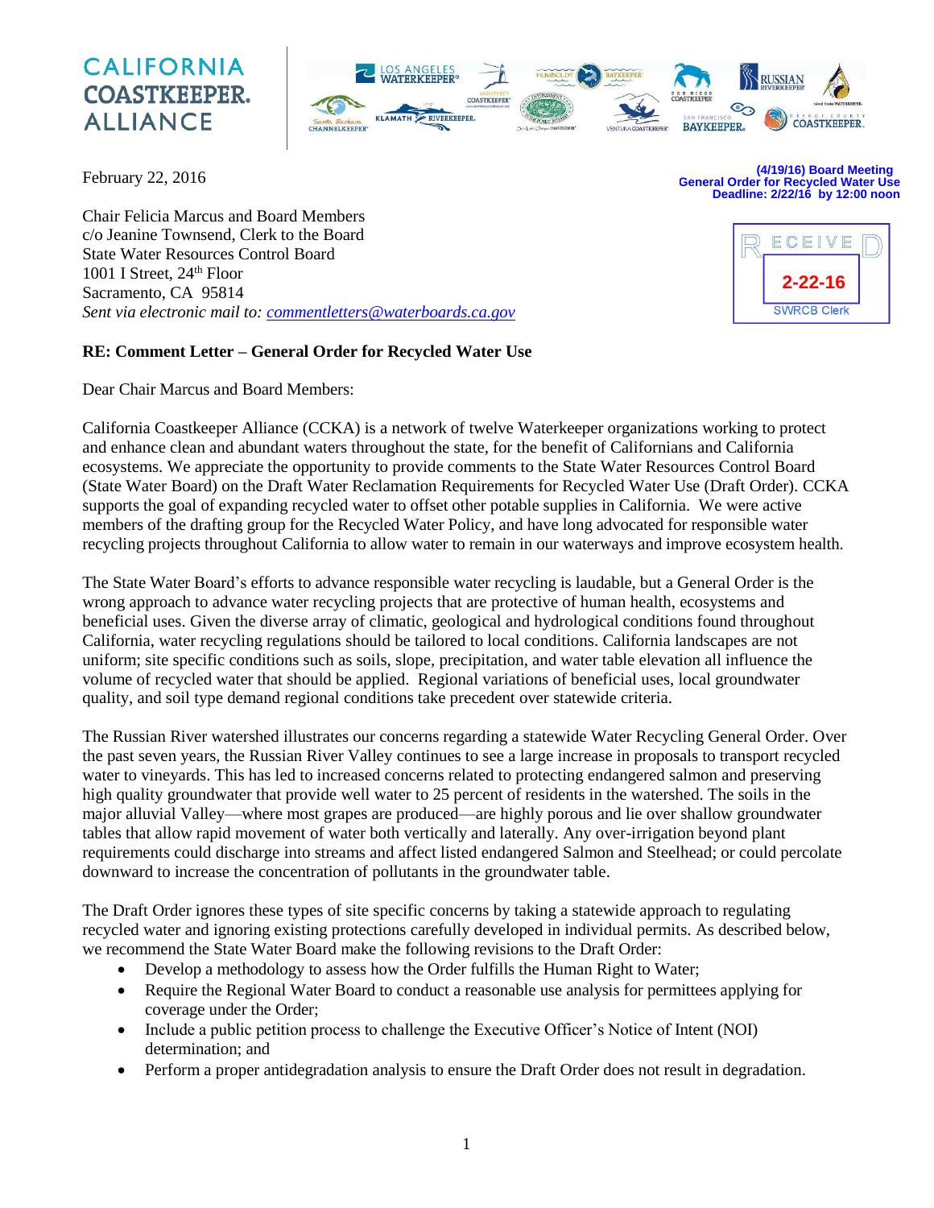CALIFORNIA COASTKEEPER. ALLIANCE

February 22, 2016

(4/19/16) Board Meeting
General Order for Recycled Water Use
Deadline: 2/22/16 by 12:00 noon

RECEIVED
2-22-16
SWRCB Clerk

Chair Felicia Marcus and Board Members
c/o Jeanine Townsend, Clerk to the Board
State Water Resources Control Board
1001 I Street, 24th Floor
Sacramento, CA 95814
*Sent via electronic mail to: commentletters@waterboards.ca.gov*

**RE: Comment Letter – General Order for Recycled Water Use**

Dear Chair Marcus and Board Members:

California Coastkeeper Alliance (CCKA) is a network of twelve Waterkeeper organizations working to protect and enhance clean and abundant waters throughout the state, for the benefit of Californians and California ecosystems. We appreciate the opportunity to provide comments to the State Water Resources Control Board (State Water Board) on the Draft Water Reclamation Requirements for Recycled Water Use (Draft Order). CCKA supports the goal of expanding recycled water to offset other potable supplies in California. We were active members of the drafting group for the Recycled Water Policy, and have long advocated for responsible water recycling projects throughout California to allow water to remain in our waterways and improve ecosystem health.

The State Water Board's efforts to advance responsible water recycling is laudable, but a General Order is the wrong approach to advance water recycling projects that are protective of human health, ecosystems and beneficial uses. Given the diverse array of climatic, geological and hydrological conditions found throughout California, water recycling regulations should be tailored to local conditions. California landscapes are not uniform; site specific conditions such as soils, slope, precipitation, and water table elevation all influence the volume of recycled water that should be applied. Regional variations of beneficial uses, local groundwater quality, and soil type demand regional conditions take precedent over statewide criteria.

The Russian River watershed illustrates our concerns regarding a statewide Water Recycling General Order. Over the past seven years, the Russian River Valley continues to see a large increase in proposals to transport recycled water to vineyards. This has led to increased concerns related to protecting endangered salmon and preserving high quality groundwater that provide well water to 25 percent of residents in the watershed. The soils in the major alluvial Valley—where most grapes are produced—are highly porous and lie over shallow groundwater tables that allow rapid movement of water both vertically and laterally. Any over-irrigation beyond plant requirements could discharge into streams and affect listed endangered Salmon and Steelhead; or could percolate downward to increase the concentration of pollutants in the groundwater table.

The Draft Order ignores these types of site specific concerns by taking a statewide approach to regulating recycled water and ignoring existing protections carefully developed in individual permits. As described below, we recommend the State Water Board make the following revisions to the Draft Order:

- Develop a methodology to assess how the Order fulfills the Human Right to Water;
- Require the Regional Water Board to conduct a reasonable use analysis for permittees applying for coverage under the Order;
- Include a public petition process to challenge the Executive Officer's Notice of Intent (NOI) determination; and
- Perform a proper antidegradation analysis to ensure the Draft Order does not result in degradation.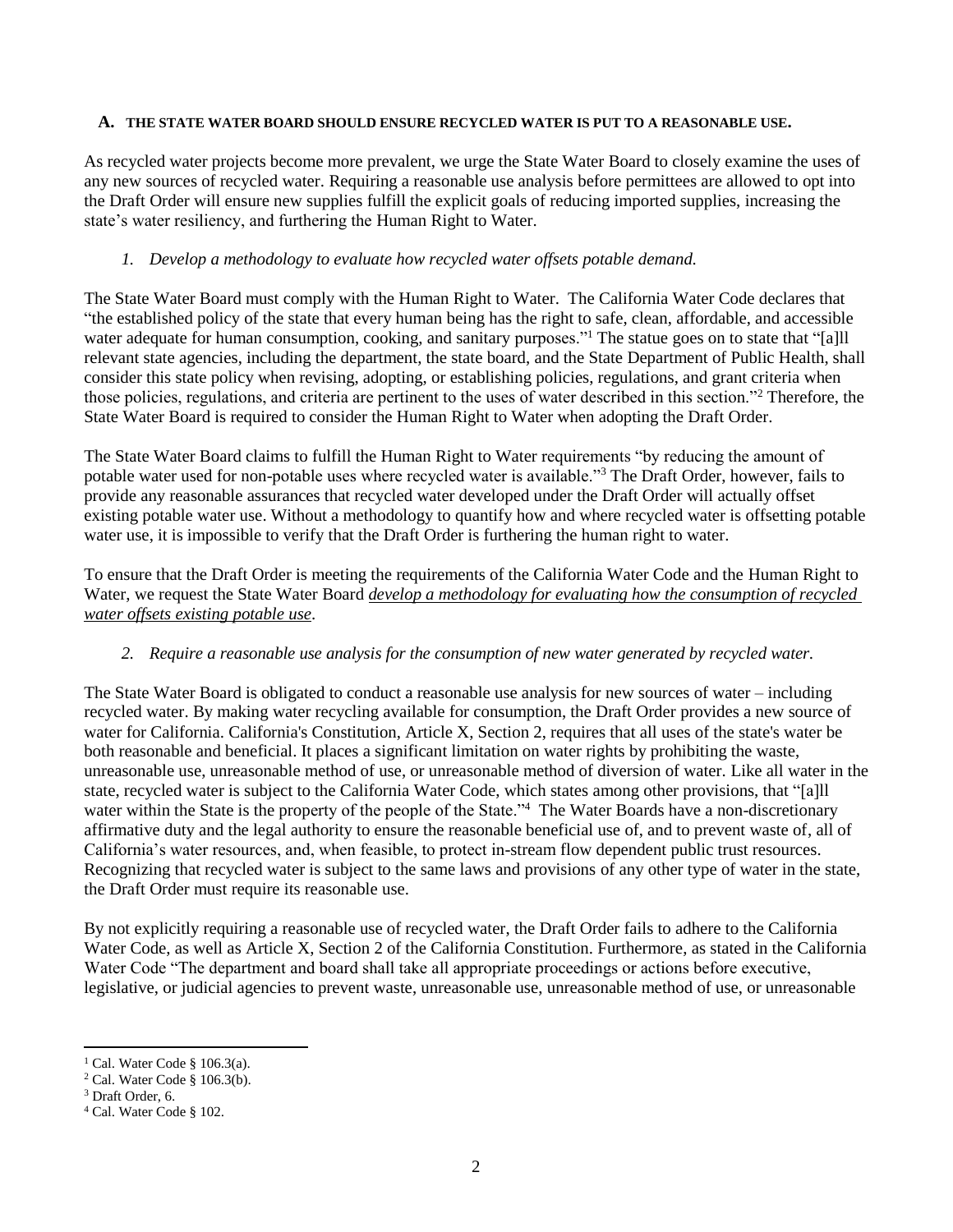### A. THE STATE WATER BOARD SHOULD ENSURE RECYCLED WATER IS PUT TO A REASONABLE USE.

As recycled water projects become more prevalent, we urge the State Water Board to closely examine the uses of any new sources of recycled water. Requiring a reasonable use analysis before permittees are allowed to opt into the Draft Order will ensure new supplies fulfill the explicit goals of reducing imported supplies, increasing the state's water resiliency, and furthering the Human Right to Water.

*1. Develop a methodology to evaluate how recycled water offsets potable demand.*

The State Water Board must comply with the Human Right to Water. The California Water Code declares that "the established policy of the state that every human being has the right to safe, clean, affordable, and accessible water adequate for human consumption, cooking, and sanitary purposes."[1] The statue goes on to state that "[a]ll relevant state agencies, including the department, the state board, and the State Department of Public Health, shall consider this state policy when revising, adopting, or establishing policies, regulations, and grant criteria when those policies, regulations, and criteria are pertinent to the uses of water described in this section."[2] Therefore, the State Water Board is required to consider the Human Right to Water when adopting the Draft Order.

The State Water Board claims to fulfill the Human Right to Water requirements "by reducing the amount of potable water used for non-potable uses where recycled water is available."[3] The Draft Order, however, fails to provide any reasonable assurances that recycled water developed under the Draft Order will actually offset existing potable water use. Without a methodology to quantify how and where recycled water is offsetting potable water use, it is impossible to verify that the Draft Order is furthering the human right to water.

To ensure that the Draft Order is meeting the requirements of the California Water Code and the Human Right to Water, we request the State Water Board *develop a methodology for evaluating how the consumption of recycled water offsets existing potable use*.

*2. Require a reasonable use analysis for the consumption of new water generated by recycled water.*

The State Water Board is obligated to conduct a reasonable use analysis for new sources of water – including recycled water. By making water recycling available for consumption, the Draft Order provides a new source of water for California. California's Constitution, Article X, Section 2, requires that all uses of the state's water be both reasonable and beneficial. It places a significant limitation on water rights by prohibiting the waste, unreasonable use, unreasonable method of use, or unreasonable method of diversion of water. Like all water in the state, recycled water is subject to the California Water Code, which states among other provisions, that "[a]ll water within the State is the property of the people of the State."[4] The Water Boards have a non-discretionary affirmative duty and the legal authority to ensure the reasonable beneficial use of, and to prevent waste of, all of California's water resources, and, when feasible, to protect in-stream flow dependent public trust resources. Recognizing that recycled water is subject to the same laws and provisions of any other type of water in the state, the Draft Order must require its reasonable use.

By not explicitly requiring a reasonable use of recycled water, the Draft Order fails to adhere to the California Water Code, as well as Article X, Section 2 of the California Constitution. Furthermore, as stated in the California Water Code "The department and board shall take all appropriate proceedings or actions before executive, legislative, or judicial agencies to prevent waste, unreasonable use, unreasonable method of use, or unreasonable

---

[1] Cal. Water Code § 106.3(a).

[2] Cal. Water Code § 106.3(b).

[3] Draft Order, 6.

[4] Cal. Water Code § 102.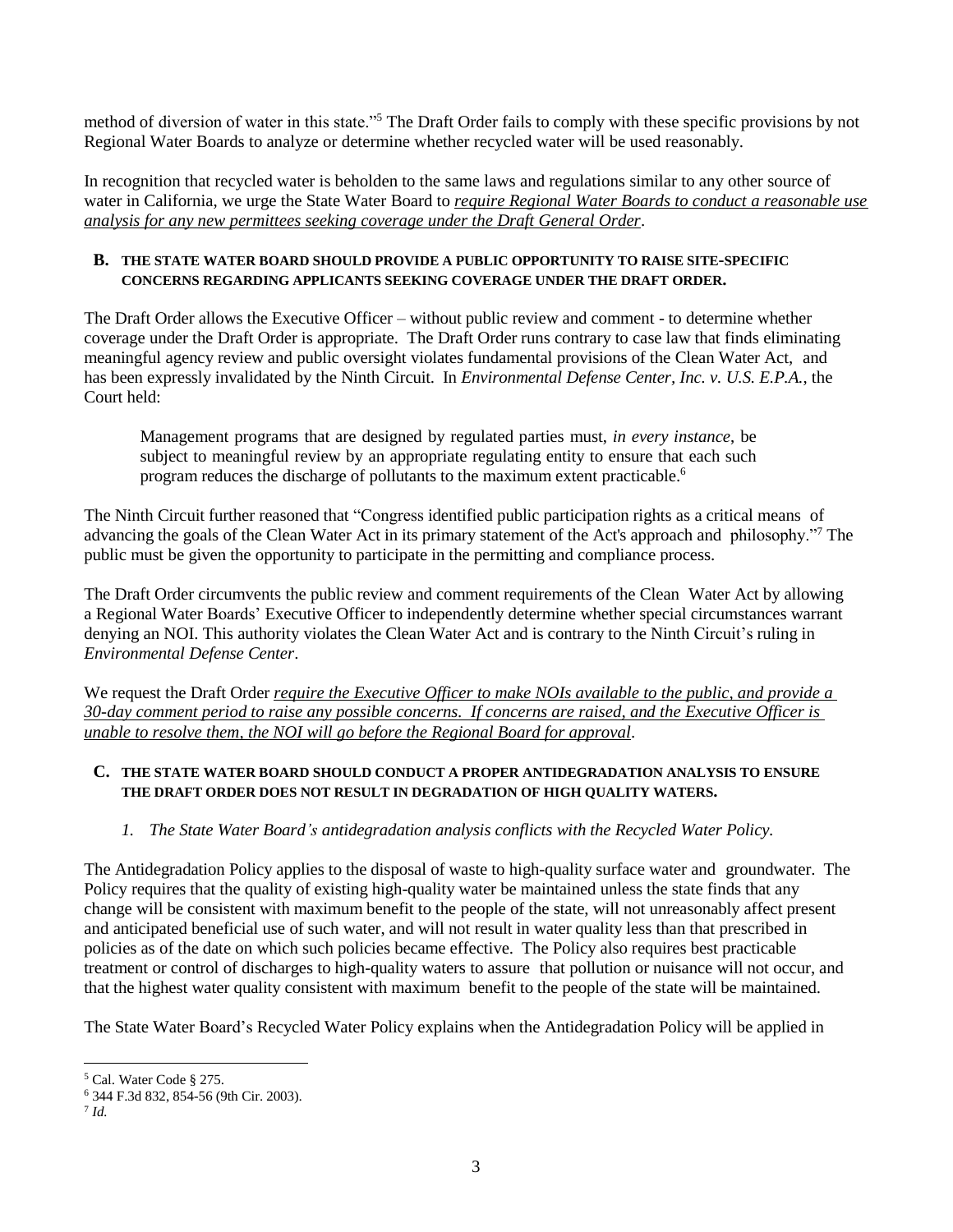method of diversion of water in this state."[5] The Draft Order fails to comply with these specific provisions by not Regional Water Boards to analyze or determine whether recycled water will be used reasonably.

In recognition that recycled water is beholden to the same laws and regulations similar to any other source of water in California, we urge the State Water Board to *require Regional Water Boards to conduct a reasonable use analysis for any new permittees seeking coverage under the Draft General Order*.

### B. THE STATE WATER BOARD SHOULD PROVIDE A PUBLIC OPPORTUNITY TO RAISE SITE-SPECIFIC CONCERNS REGARDING APPLICANTS SEEKING COVERAGE UNDER THE DRAFT ORDER.

The Draft Order allows the Executive Officer – without public review and comment - to determine whether coverage under the Draft Order is appropriate. The Draft Order runs contrary to case law that finds eliminating meaningful agency review and public oversight violates fundamental provisions of the Clean Water Act, and has been expressly invalidated by the Ninth Circuit. In *Environmental Defense Center, Inc. v. U.S. E.P.A.*, the Court held:

> Management programs that are designed by regulated parties must, *in every instance*, be subject to meaningful review by an appropriate regulating entity to ensure that each such program reduces the discharge of pollutants to the maximum extent practicable.[6]

The Ninth Circuit further reasoned that "Congress identified public participation rights as a critical means of advancing the goals of the Clean Water Act in its primary statement of the Act's approach and philosophy."[7] The public must be given the opportunity to participate in the permitting and compliance process.

The Draft Order circumvents the public review and comment requirements of the Clean Water Act by allowing a Regional Water Boards' Executive Officer to independently determine whether special circumstances warrant denying an NOI. This authority violates the Clean Water Act and is contrary to the Ninth Circuit's ruling in *Environmental Defense Center*.

We request the Draft Order *require the Executive Officer to make NOIs available to the public, and provide a 30-day comment period to raise any possible concerns. If concerns are raised, and the Executive Officer is unable to resolve them, the NOI will go before the Regional Board for approval*.

### C. THE STATE WATER BOARD SHOULD CONDUCT A PROPER ANTIDEGRADATION ANALYSIS TO ENSURE THE DRAFT ORDER DOES NOT RESULT IN DEGRADATION OF HIGH QUALITY WATERS.

#### *1. The State Water Board's antidegradation analysis conflicts with the Recycled Water Policy.*

The Antidegradation Policy applies to the disposal of waste to high-quality surface water and groundwater. The Policy requires that the quality of existing high-quality water be maintained unless the state finds that any change will be consistent with maximum benefit to the people of the state, will not unreasonably affect present and anticipated beneficial use of such water, and will not result in water quality less than that prescribed in policies as of the date on which such policies became effective. The Policy also requires best practicable treatment or control of discharges to high-quality waters to assure that pollution or nuisance will not occur, and that the highest water quality consistent with maximum benefit to the people of the state will be maintained.

The State Water Board's Recycled Water Policy explains when the Antidegradation Policy will be applied in

---

[5] Cal. Water Code § 275.

[6] 344 F.3d 832, 854-56 (9th Cir. 2003).

[7] *Id.*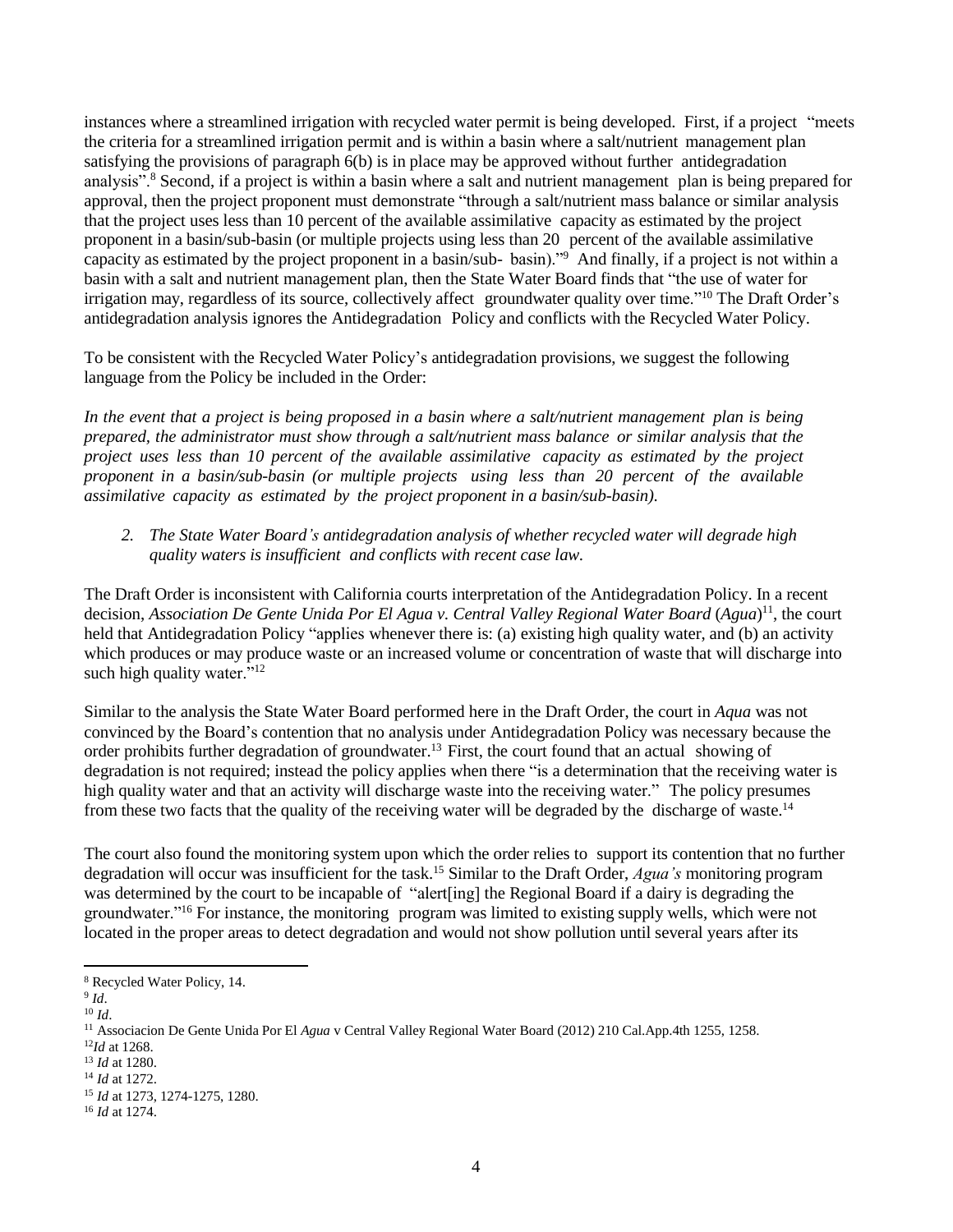instances where a streamlined irrigation with recycled water permit is being developed. First, if a project "meets the criteria for a streamlined irrigation permit and is within a basin where a salt/nutrient management plan satisfying the provisions of paragraph 6(b) is in place may be approved without further antidegradation analysis".[8] Second, if a project is within a basin where a salt and nutrient management plan is being prepared for approval, then the project proponent must demonstrate "through a salt/nutrient mass balance or similar analysis that the project uses less than 10 percent of the available assimilative capacity as estimated by the project proponent in a basin/sub-basin (or multiple projects using less than 20 percent of the available assimilative capacity as estimated by the project proponent in a basin/sub- basin)."[9] And finally, if a project is not within a basin with a salt and nutrient management plan, then the State Water Board finds that "the use of water for irrigation may, regardless of its source, collectively affect groundwater quality over time."[10] The Draft Order's antidegradation analysis ignores the Antidegradation Policy and conflicts with the Recycled Water Policy.

To be consistent with the Recycled Water Policy's antidegradation provisions, we suggest the following language from the Policy be included in the Order:

*In the event that a project is being proposed in a basin where a salt/nutrient management plan is being prepared, the administrator must show through a salt/nutrient mass balance or similar analysis that the project uses less than 10 percent of the available assimilative capacity as estimated by the project proponent in a basin/sub-basin (or multiple projects using less than 20 percent of the available assimilative capacity as estimated by the project proponent in a basin/sub-basin).*

2. *The State Water Board's antidegradation analysis of whether recycled water will degrade high quality waters is insufficient and conflicts with recent case law.*

The Draft Order is inconsistent with California courts interpretation of the Antidegradation Policy. In a recent decision, *Association De Gente Unida Por El Agua v. Central Valley Regional Water Board* (*Agua*)[11], the court held that Antidegradation Policy "applies whenever there is: (a) existing high quality water, and (b) an activity which produces or may produce waste or an increased volume or concentration of waste that will discharge into such high quality water."[12]

Similar to the analysis the State Water Board performed here in the Draft Order, the court in *Aqua* was not convinced by the Board's contention that no analysis under Antidegradation Policy was necessary because the order prohibits further degradation of groundwater.[13] First, the court found that an actual showing of degradation is not required; instead the policy applies when there "is a determination that the receiving water is high quality water and that an activity will discharge waste into the receiving water." The policy presumes from these two facts that the quality of the receiving water will be degraded by the discharge of waste.[14]

The court also found the monitoring system upon which the order relies to support its contention that no further degradation will occur was insufficient for the task.[15] Similar to the Draft Order, *Agua's* monitoring program was determined by the court to be incapable of "alert[ing] the Regional Board if a dairy is degrading the groundwater."[16] For instance, the monitoring program was limited to existing supply wells, which were not located in the proper areas to detect degradation and would not show pollution until several years after its

---

[8] Recycled Water Policy, 14.

[9] *Id*.

[10] *Id*.

[11] Associacion De Gente Unida Por El *Agua* v Central Valley Regional Water Board (2012) 210 Cal.App.4th 1255, 1258.

[12] *Id* at 1268.

[13] *Id* at 1280.

[14] *Id* at 1272.

[15] *Id* at 1273, 1274-1275, 1280.

[16] *Id* at 1274.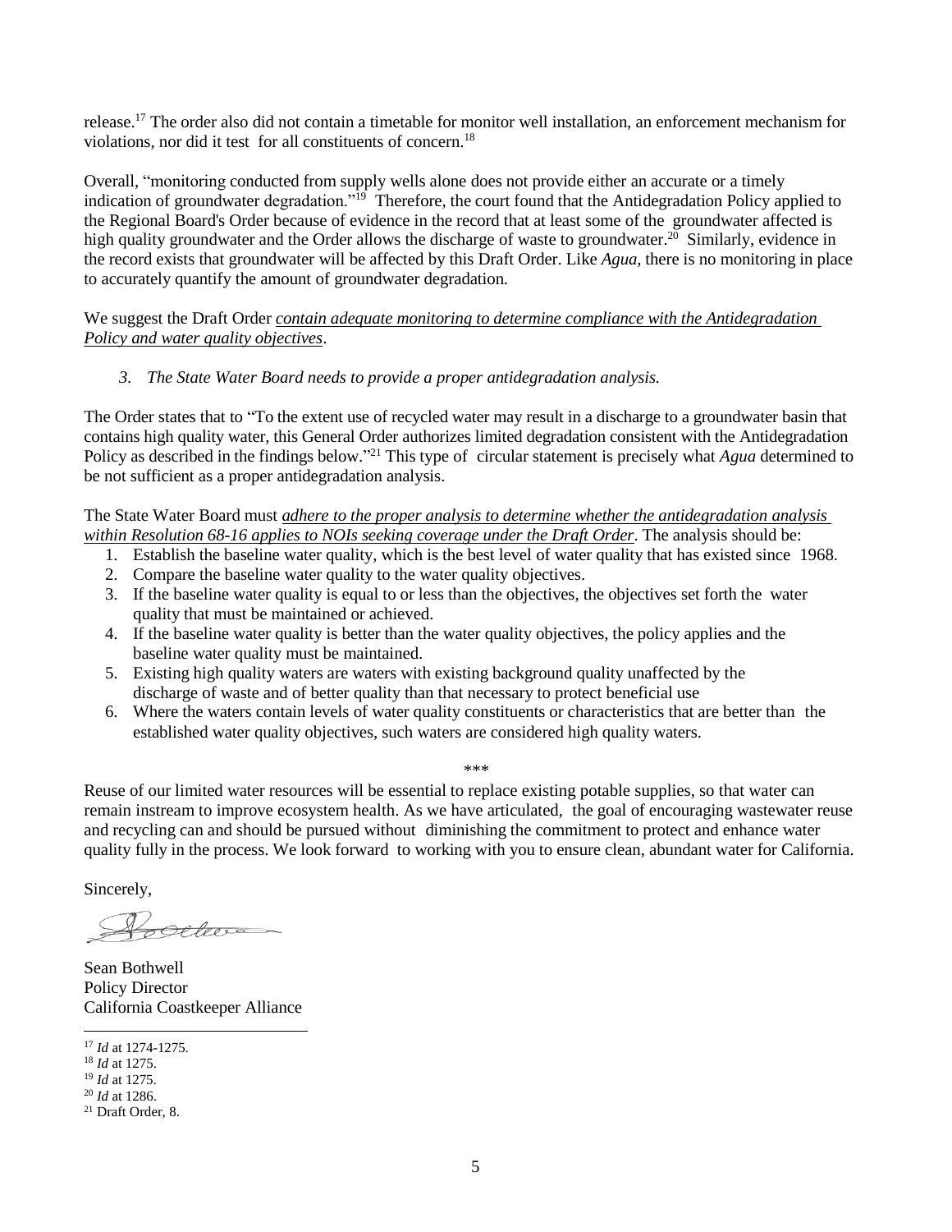release.[17] The order also did not contain a timetable for monitor well installation, an enforcement mechanism for violations, nor did it test for all constituents of concern.[18]

Overall, "monitoring conducted from supply wells alone does not provide either an accurate or a timely indication of groundwater degradation."[19] Therefore, the court found that the Antidegradation Policy applied to the Regional Board's Order because of evidence in the record that at least some of the groundwater affected is high quality groundwater and the Order allows the discharge of waste to groundwater.[20] Similarly, evidence in the record exists that groundwater will be affected by this Draft Order. Like *Agua*, there is no monitoring in place to accurately quantify the amount of groundwater degradation.

We suggest the Draft Order *contain adequate monitoring to determine compliance with the Antidegradation Policy and water quality objectives*.

*3. The State Water Board needs to provide a proper antidegradation analysis.*

The Order states that to "To the extent use of recycled water may result in a discharge to a groundwater basin that contains high quality water, this General Order authorizes limited degradation consistent with the Antidegradation Policy as described in the findings below."[21] This type of circular statement is precisely what *Agua* determined to be not sufficient as a proper antidegradation analysis.

The State Water Board must *adhere to the proper analysis to determine whether the antidegradation analysis within Resolution 68-16 applies to NOIs seeking coverage under the Draft Order*. The analysis should be:

1. Establish the baseline water quality, which is the best level of water quality that has existed since 1968.
2. Compare the baseline water quality to the water quality objectives.
3. If the baseline water quality is equal to or less than the objectives, the objectives set forth the water quality that must be maintained or achieved.
4. If the baseline water quality is better than the water quality objectives, the policy applies and the baseline water quality must be maintained.
5. Existing high quality waters are waters with existing background quality unaffected by the discharge of waste and of better quality than that necessary to protect beneficial use
6. Where the waters contain levels of water quality constituents or characteristics that are better than the established water quality objectives, such waters are considered high quality waters.

\*\*\*

Reuse of our limited water resources will be essential to replace existing potable supplies, so that water can remain instream to improve ecosystem health. As we have articulated, the goal of encouraging wastewater reuse and recycling can and should be pursued without diminishing the commitment to protect and enhance water quality fully in the process. We look forward to working with you to ensure clean, abundant water for California.

Sincerely,

Sean Bothwell
Policy Director
California Coastkeeper Alliance

---

[17] *Id* at 1274-1275.
[18] *Id* at 1275.
[19] *Id* at 1275.
[20] *Id* at 1286.
[21] Draft Order, 8.